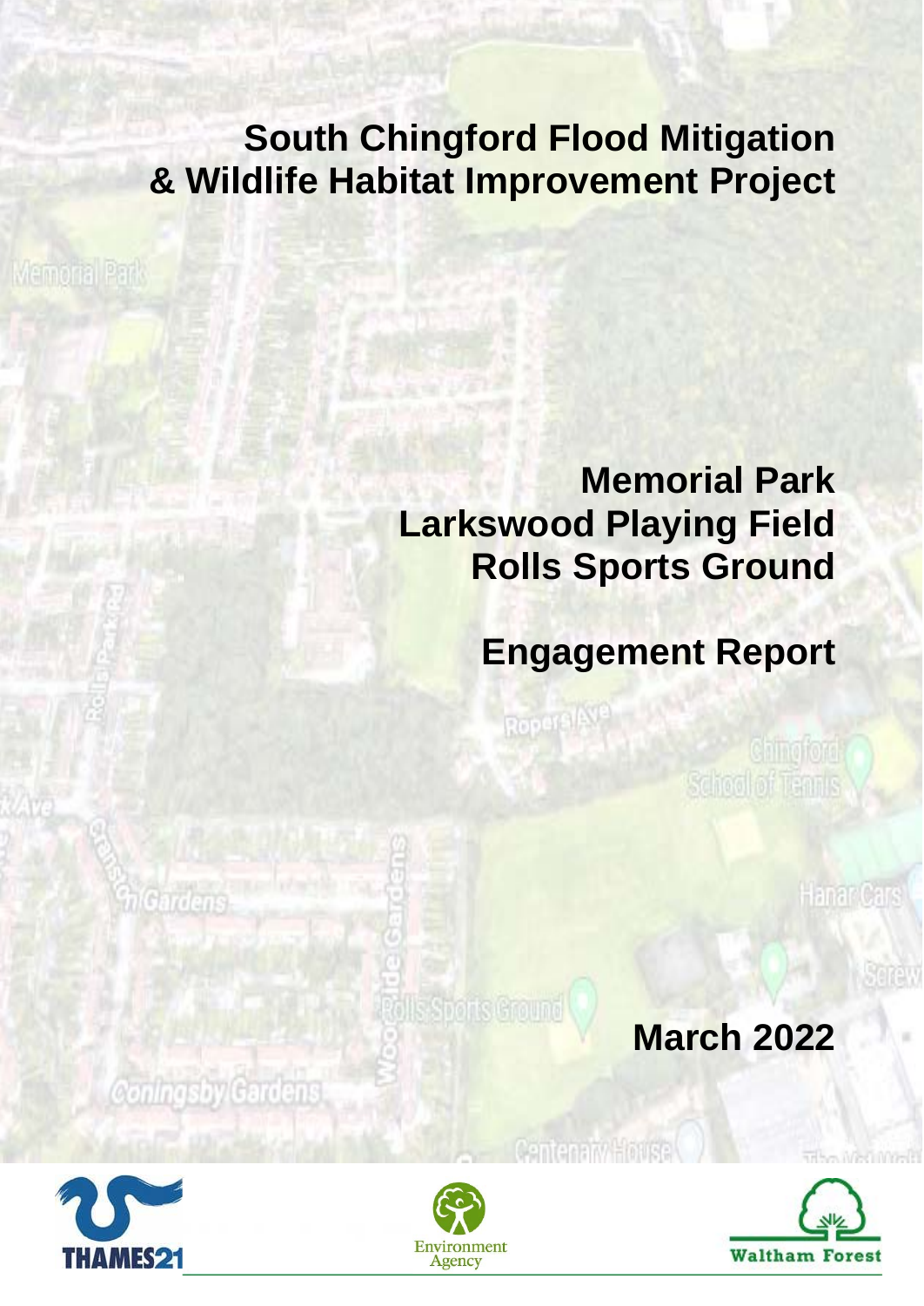# South Chingford Flood Mitigation & Wildlife Habitat Improvement Project

## Memorial Park
## Larkswood Playing Field
## Rolls Sports Ground

## Engagement Report

**March 2022**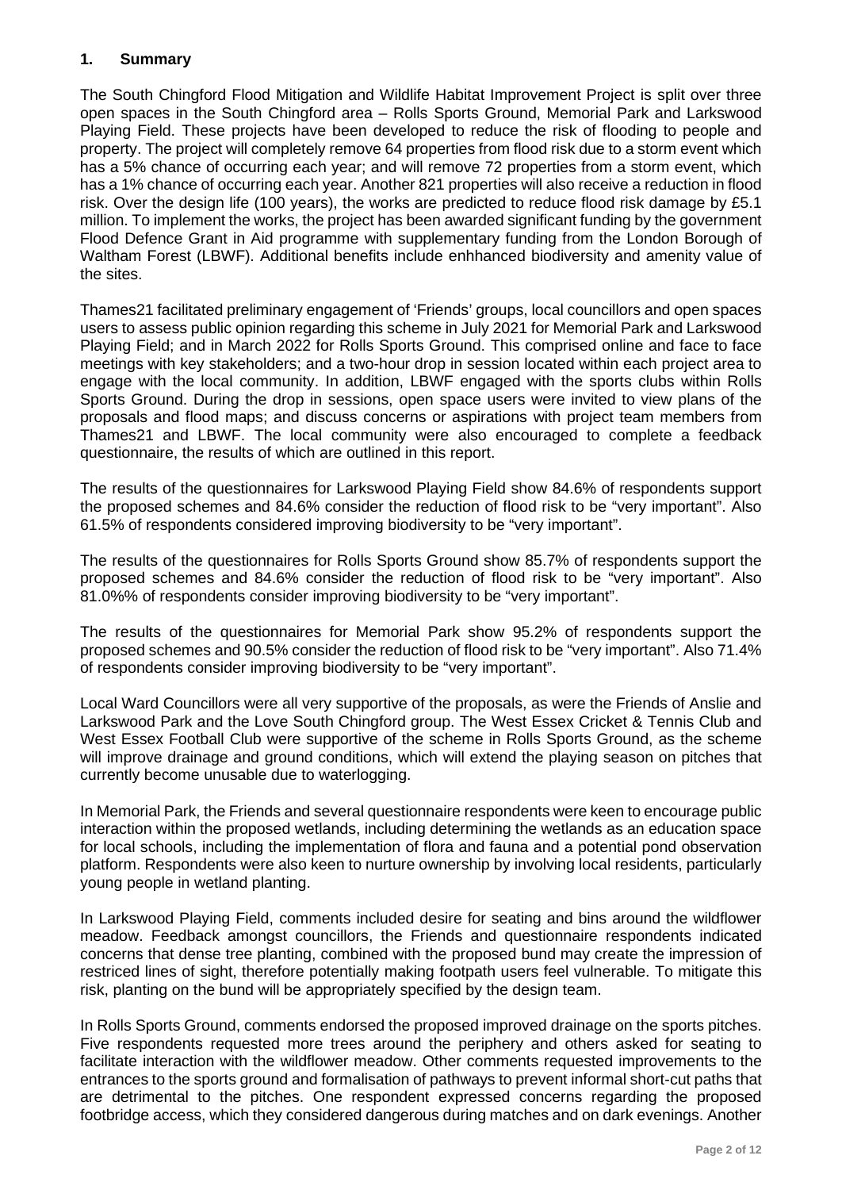## 1. Summary

The South Chingford Flood Mitigation and Wildlife Habitat Improvement Project is split over three open spaces in the South Chingford area – Rolls Sports Ground, Memorial Park and Larkswood Playing Field. These projects have been developed to reduce the risk of flooding to people and property. The project will completely remove 64 properties from flood risk due to a storm event which has a 5% chance of occurring each year; and will remove 72 properties from a storm event, which has a 1% chance of occurring each year. Another 821 properties will also receive a reduction in flood risk. Over the design life (100 years), the works are predicted to reduce flood risk damage by £5.1 million. To implement the works, the project has been awarded significant funding by the government Flood Defence Grant in Aid programme with supplementary funding from the London Borough of Waltham Forest (LBWF). Additional benefits include enhhanced biodiversity and amenity value of the sites.

Thames21 facilitated preliminary engagement of 'Friends' groups, local councillors and open spaces users to assess public opinion regarding this scheme in July 2021 for Memorial Park and Larkswood Playing Field; and in March 2022 for Rolls Sports Ground. This comprised online and face to face meetings with key stakeholders; and a two-hour drop in session located within each project area to engage with the local community. In addition, LBWF engaged with the sports clubs within Rolls Sports Ground. During the drop in sessions, open space users were invited to view plans of the proposals and flood maps; and discuss concerns or aspirations with project team members from Thames21 and LBWF. The local community were also encouraged to complete a feedback questionnaire, the results of which are outlined in this report.

The results of the questionnaires for Larkswood Playing Field show 84.6% of respondents support the proposed schemes and 84.6% consider the reduction of flood risk to be "very important". Also 61.5% of respondents considered improving biodiversity to be "very important".

The results of the questionnaires for Rolls Sports Ground show 85.7% of respondents support the proposed schemes and 84.6% consider the reduction of flood risk to be "very important". Also 81.0%% of respondents consider improving biodiversity to be "very important".

The results of the questionnaires for Memorial Park show 95.2% of respondents support the proposed schemes and 90.5% consider the reduction of flood risk to be "very important". Also 71.4% of respondents consider improving biodiversity to be "very important".

Local Ward Councillors were all very supportive of the proposals, as were the Friends of Anslie and Larkswood Park and the Love South Chingford group. The West Essex Cricket & Tennis Club and West Essex Football Club were supportive of the scheme in Rolls Sports Ground, as the scheme will improve drainage and ground conditions, which will extend the playing season on pitches that currently become unusable due to waterlogging.

In Memorial Park, the Friends and several questionnaire respondents were keen to encourage public interaction within the proposed wetlands, including determining the wetlands as an education space for local schools, including the implementation of flora and fauna and a potential pond observation platform. Respondents were also keen to nurture ownership by involving local residents, particularly young people in wetland planting.

In Larkswood Playing Field, comments included desire for seating and bins around the wildflower meadow. Feedback amongst councillors, the Friends and questionnaire respondents indicated concerns that dense tree planting, combined with the proposed bund may create the impression of restriced lines of sight, therefore potentially making footpath users feel vulnerable. To mitigate this risk, planting on the bund will be appropriately specified by the design team.

In Rolls Sports Ground, comments endorsed the proposed improved drainage on the sports pitches. Five respondents requested more trees around the periphery and others asked for seating to facilitate interaction with the wildflower meadow. Other comments requested improvements to the entrances to the sports ground and formalisation of pathways to prevent informal short-cut paths that are detrimental to the pitches. One respondent expressed concerns regarding the proposed footbridge access, which they considered dangerous during matches and on dark evenings. Another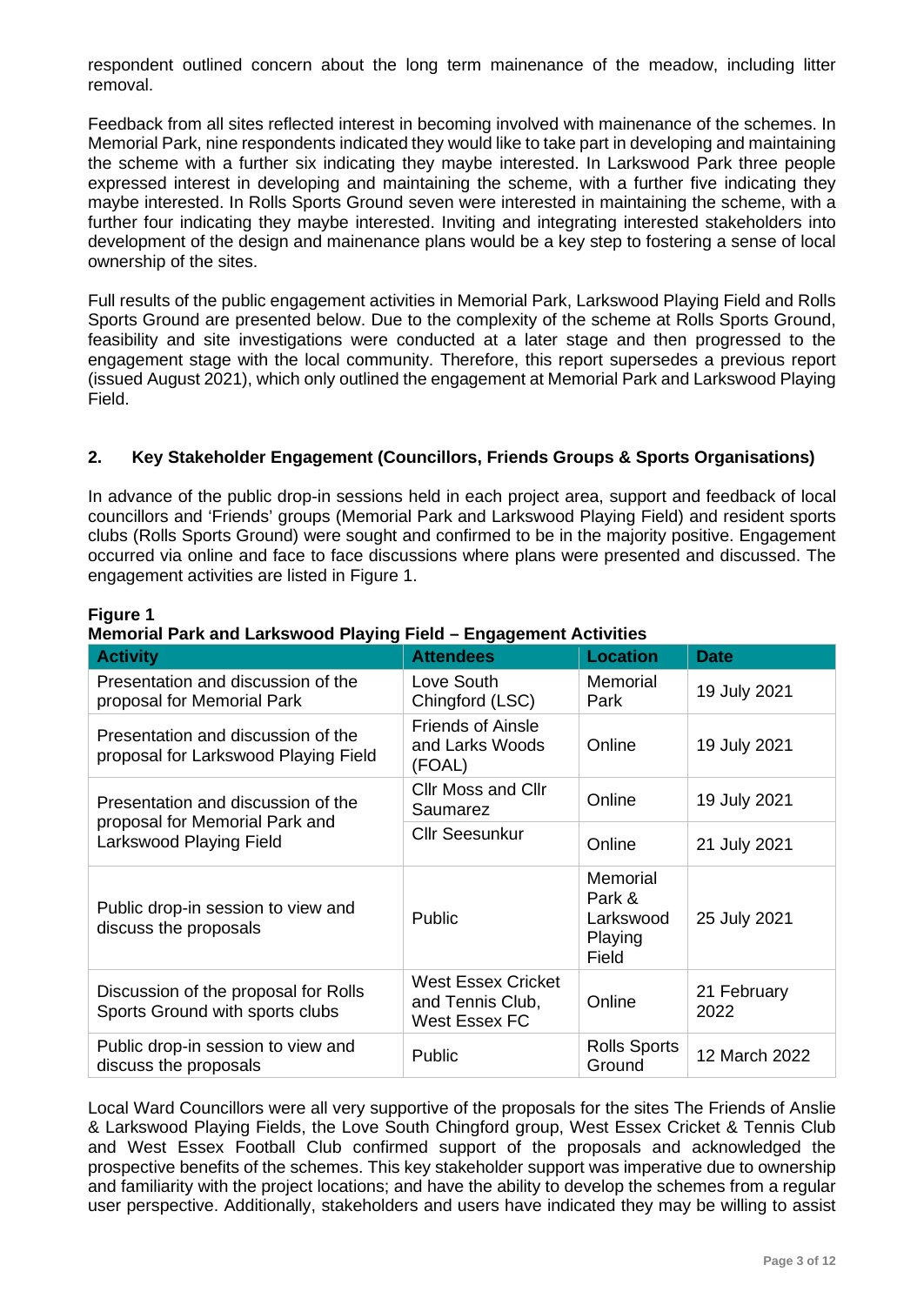respondent outlined concern about the long term mainenance of the meadow, including litter removal.

Feedback from all sites reflected interest in becoming involved with mainenance of the schemes. In Memorial Park, nine respondents indicated they would like to take part in developing and maintaining the scheme with a further six indicating they maybe interested. In Larkswood Park three people expressed interest in developing and maintaining the scheme, with a further five indicating they maybe interested. In Rolls Sports Ground seven were interested in maintaining the scheme, with a further four indicating they maybe interested. Inviting and integrating interested stakeholders into development of the design and mainenance plans would be a key step to fostering a sense of local ownership of the sites.

Full results of the public engagement activities in Memorial Park, Larkswood Playing Field and Rolls Sports Ground are presented below. Due to the complexity of the scheme at Rolls Sports Ground, feasibility and site investigations were conducted at a later stage and then progressed to the engagement stage with the local community. Therefore, this report supersedes a previous report (issued August 2021), which only outlined the engagement at Memorial Park and Larkswood Playing Field.

## 2. Key Stakeholder Engagement (Councillors, Friends Groups & Sports Organisations)

In advance of the public drop-in sessions held in each project area, support and feedback of local councillors and 'Friends' groups (Memorial Park and Larkswood Playing Field) and resident sports clubs (Rolls Sports Ground) were sought and confirmed to be in the majority positive. Engagement occurred via online and face to face discussions where plans were presented and discussed. The engagement activities are listed in Figure 1.

**Figure 1**
**Memorial Park and Larkswood Playing Field – Engagement Activities**

| Activity | Attendees | Location | Date |
|---|---|---|---|
| Presentation and discussion of the proposal for Memorial Park | Love South Chingford (LSC) | Memorial Park | 19 July 2021 |
| Presentation and discussion of the proposal for Larkswood Playing Field | Friends of Ainsle and Larks Woods (FOAL) | Online | 19 July 2021 |
| Presentation and discussion of the proposal for Memorial Park and Larkswood Playing Field | Cllr Moss and Cllr Saumarez | Online | 19 July 2021 |
| | Cllr Seesunkur | Online | 21 July 2021 |
| Public drop-in session to view and discuss the proposals | Public | Memorial Park & Larkswood Playing Field | 25 July 2021 |
| Discussion of the proposal for Rolls Sports Ground with sports clubs | West Essex Cricket and Tennis Club, West Essex FC | Online | 21 February 2022 |
| Public drop-in session to view and discuss the proposals | Public | Rolls Sports Ground | 12 March 2022 |

Local Ward Councillors were all very supportive of the proposals for the sites The Friends of Anslie & Larkswood Playing Fields, the Love South Chingford group, West Essex Cricket & Tennis Club and West Essex Football Club confirmed support of the proposals and acknowledged the prospective benefits of the schemes. This key stakeholder support was imperative due to ownership and familiarity with the project locations; and have the ability to develop the schemes from a regular user perspective. Additionally, stakeholders and users have indicated they may be willing to assist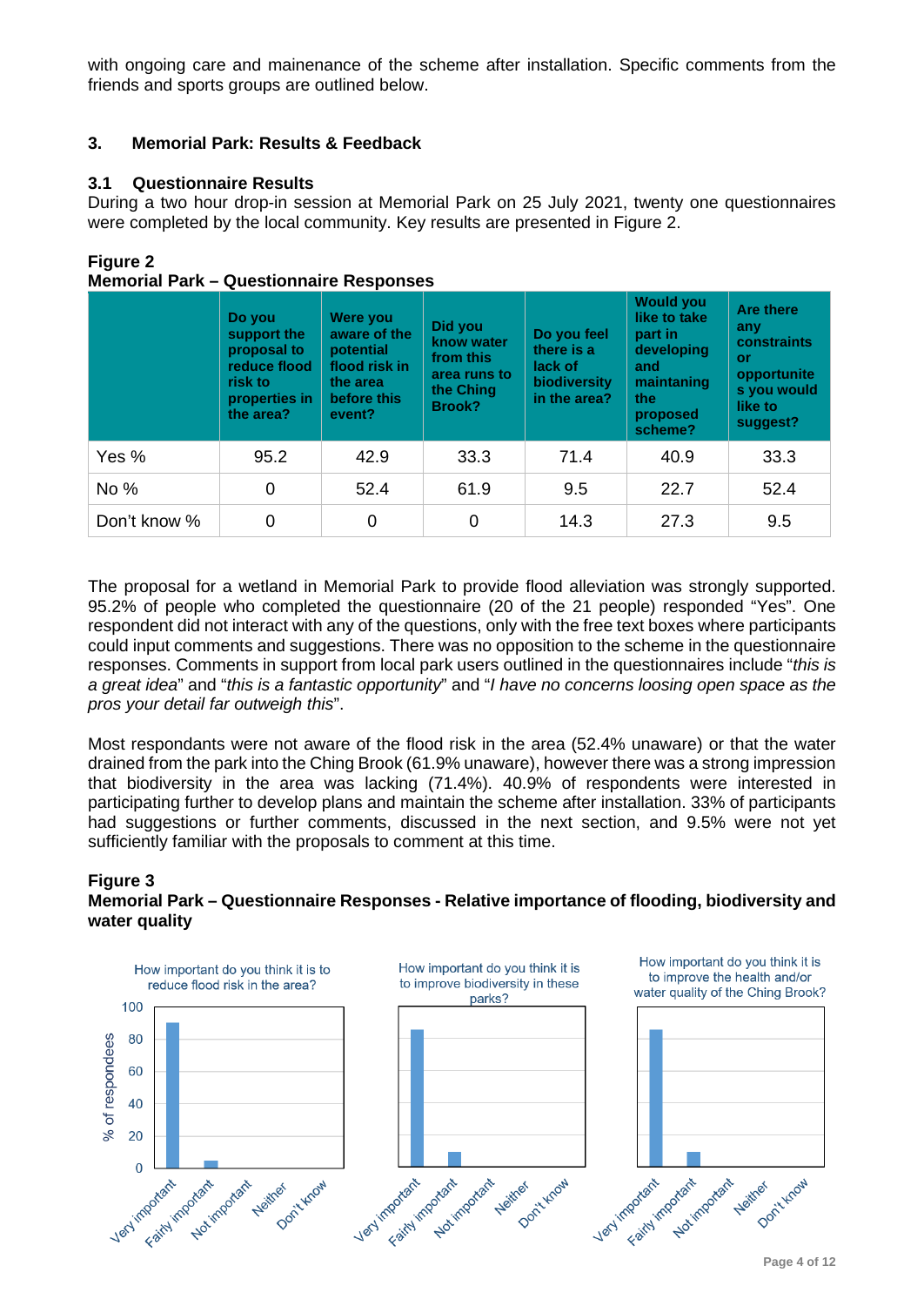with ongoing care and mainenance of the scheme after installation. Specific comments from the friends and sports groups are outlined below.

## 3. Memorial Park: Results & Feedback

### 3.1 Questionnaire Results

During a two hour drop-in session at Memorial Park on 25 July 2021, twenty one questionnaires were completed by the local community. Key results are presented in Figure 2.

**Figure 2**
**Memorial Park – Questionnaire Responses**

| | Do you support the proposal to reduce flood risk to properties in the area? | Were you aware of the potential flood risk in the area before this event? | Did you know water from this area runs to the Ching Brook? | Do you feel there is a lack of biodiversity in the area? | Would you like to take part in developing and maintaning the proposed scheme? | Are there any constraints or opportunites you would like to suggest? |
|---|---|---|---|---|---|---|
| Yes % | 95.2 | 42.9 | 33.3 | 71.4 | 40.9 | 33.3 |
| No % | 0 | 52.4 | 61.9 | 9.5 | 22.7 | 52.4 |
| Don't know % | 0 | 0 | 0 | 14.3 | 27.3 | 9.5 |

The proposal for a wetland in Memorial Park to provide flood alleviation was strongly supported. 95.2% of people who completed the questionnaire (20 of the 21 people) responded "Yes". One respondent did not interact with any of the questions, only with the free text boxes where participants could input comments and suggestions. There was no opposition to the scheme in the questionnaire responses. Comments in support from local park users outlined in the questionnaires include "*this is a great idea*" and "*this is a fantastic opportunity*" and "*I have no concerns loosing open space as the pros your detail far outweigh this*".

Most respondants were not aware of the flood risk in the area (52.4% unaware) or that the water drained from the park into the Ching Brook (61.9% unaware), however there was a strong impression that biodiversity in the area was lacking (71.4%). 40.9% of respondents were interested in participating further to develop plans and maintain the scheme after installation. 33% of participants had suggestions or further comments, discussed in the next section, and 9.5% were not yet sufficiently familiar with the proposals to comment at this time.

**Figure 3**
**Memorial Park – Questionnaire Responses - Relative importance of flooding, biodiversity and water quality**

How important do you think it is to reduce flood risk in the area?

How important do you think it is to improve biodiversity in these parks?

How important do you think it is to improve the health and/or water quality of the Ching Brook?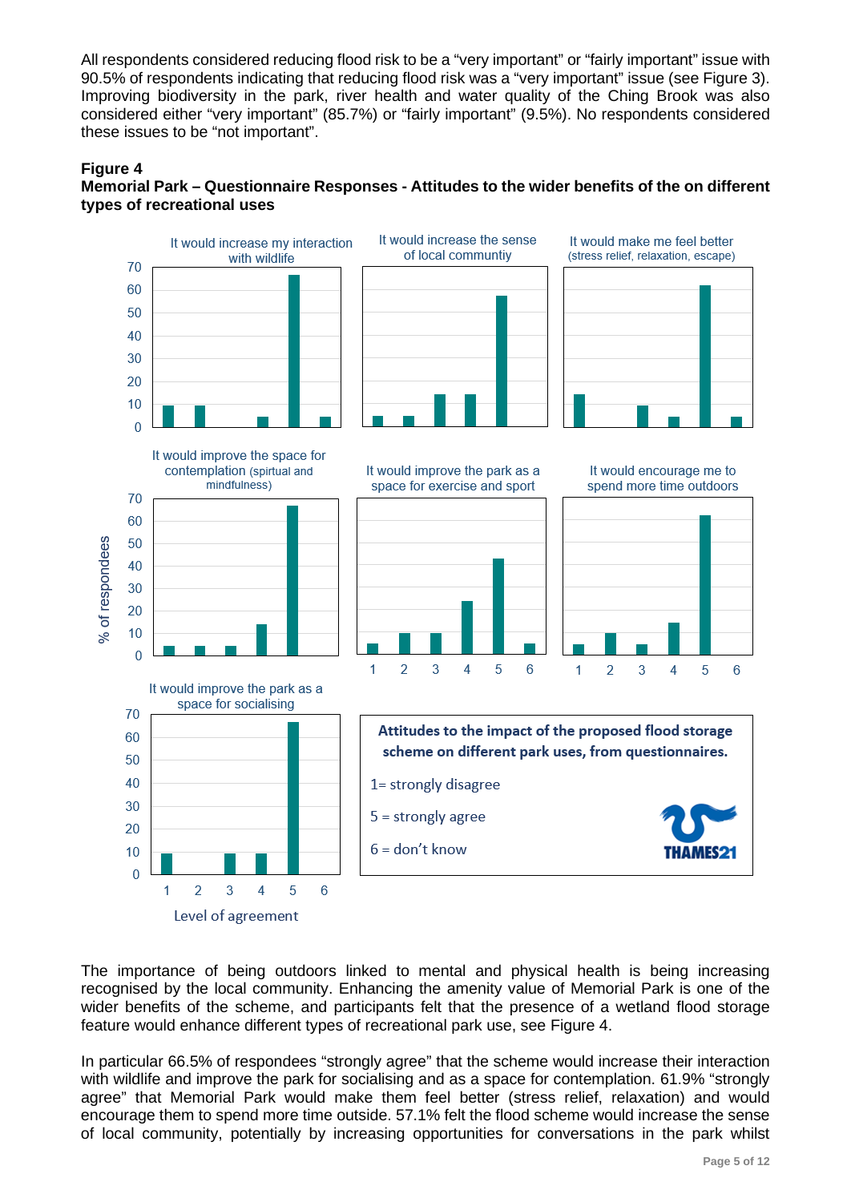All respondents considered reducing flood risk to be a "very important" or "fairly important" issue with 90.5% of respondents indicating that reducing flood risk was a "very important" issue (see Figure 3). Improving biodiversity in the park, river health and water quality of the Ching Brook was also considered either "very important" (85.7%) or "fairly important" (9.5%). No respondents considered these issues to be "not important".

**Figure 4**
**Memorial Park – Questionnaire Responses - Attitudes to the wider benefits of the on different types of recreational uses**

The importance of being outdoors linked to mental and physical health is being increasing recognised by the local community. Enhancing the amenity value of Memorial Park is one of the wider benefits of the scheme, and participants felt that the presence of a wetland flood storage feature would enhance different types of recreational park use, see Figure 4.

In particular 66.5% of respondees "strongly agree" that the scheme would increase their interaction with wildlife and improve the park for socialising and as a space for contemplation. 61.9% "strongly agree" that Memorial Park would make them feel better (stress relief, relaxation) and would encourage them to spend more time outside. 57.1% felt the flood scheme would increase the sense of local community, potentially by increasing opportunities for conversations in the park whilst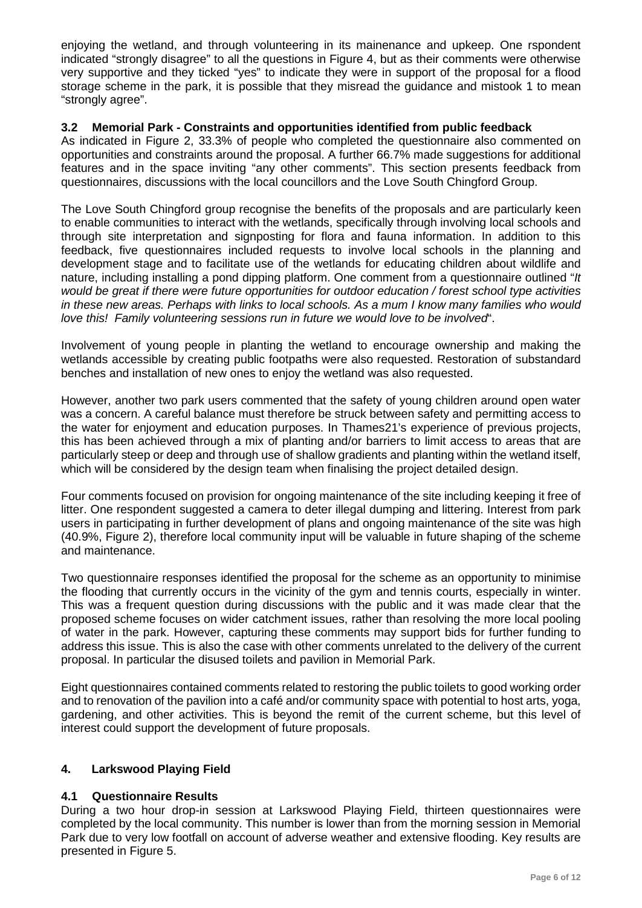enjoying the wetland, and through volunteering in its mainenance and upkeep. One rspondent indicated "strongly disagree" to all the questions in Figure 4, but as their comments were otherwise very supportive and they ticked "yes" to indicate they were in support of the proposal for a flood storage scheme in the park, it is possible that they misread the guidance and mistook 1 to mean "strongly agree".

### 3.2 Memorial Park - Constraints and opportunities identified from public feedback

As indicated in Figure 2, 33.3% of people who completed the questionnaire also commented on opportunities and constraints around the proposal. A further 66.7% made suggestions for additional features and in the space inviting "any other comments". This section presents feedback from questionnaires, discussions with the local councillors and the Love South Chingford Group.

The Love South Chingford group recognise the benefits of the proposals and are particularly keen to enable communities to interact with the wetlands, specifically through involving local schools and through site interpretation and signposting for flora and fauna information. In addition to this feedback, five questionnaires included requests to involve local schools in the planning and development stage and to facilitate use of the wetlands for educating children about wildlife and nature, including installing a pond dipping platform. One comment from a questionnaire outlined "*It would be great if there were future opportunities for outdoor education / forest school type activities in these new areas. Perhaps with links to local schools. As a mum I know many families who would love this! Family volunteering sessions run in future we would love to be involved*".

Involvement of young people in planting the wetland to encourage ownership and making the wetlands accessible by creating public footpaths were also requested. Restoration of substandard benches and installation of new ones to enjoy the wetland was also requested.

However, another two park users commented that the safety of young children around open water was a concern. A careful balance must therefore be struck between safety and permitting access to the water for enjoyment and education purposes. In Thames21's experience of previous projects, this has been achieved through a mix of planting and/or barriers to limit access to areas that are particularly steep or deep and through use of shallow gradients and planting within the wetland itself, which will be considered by the design team when finalising the project detailed design.

Four comments focused on provision for ongoing maintenance of the site including keeping it free of litter. One respondent suggested a camera to deter illegal dumping and littering. Interest from park users in participating in further development of plans and ongoing maintenance of the site was high (40.9%, Figure 2), therefore local community input will be valuable in future shaping of the scheme and maintenance.

Two questionnaire responses identified the proposal for the scheme as an opportunity to minimise the flooding that currently occurs in the vicinity of the gym and tennis courts, especially in winter. This was a frequent question during discussions with the public and it was made clear that the proposed scheme focuses on wider catchment issues, rather than resolving the more local pooling of water in the park. However, capturing these comments may support bids for further funding to address this issue. This is also the case with other comments unrelated to the delivery of the current proposal. In particular the disused toilets and pavilion in Memorial Park.

Eight questionnaires contained comments related to restoring the public toilets to good working order and to renovation of the pavilion into a café and/or community space with potential to host arts, yoga, gardening, and other activities. This is beyond the remit of the current scheme, but this level of interest could support the development of future proposals.

## 4. Larkswood Playing Field

### 4.1 Questionnaire Results

During a two hour drop-in session at Larkswood Playing Field, thirteen questionnaires were completed by the local community. This number is lower than from the morning session in Memorial Park due to very low footfall on account of adverse weather and extensive flooding. Key results are presented in Figure 5.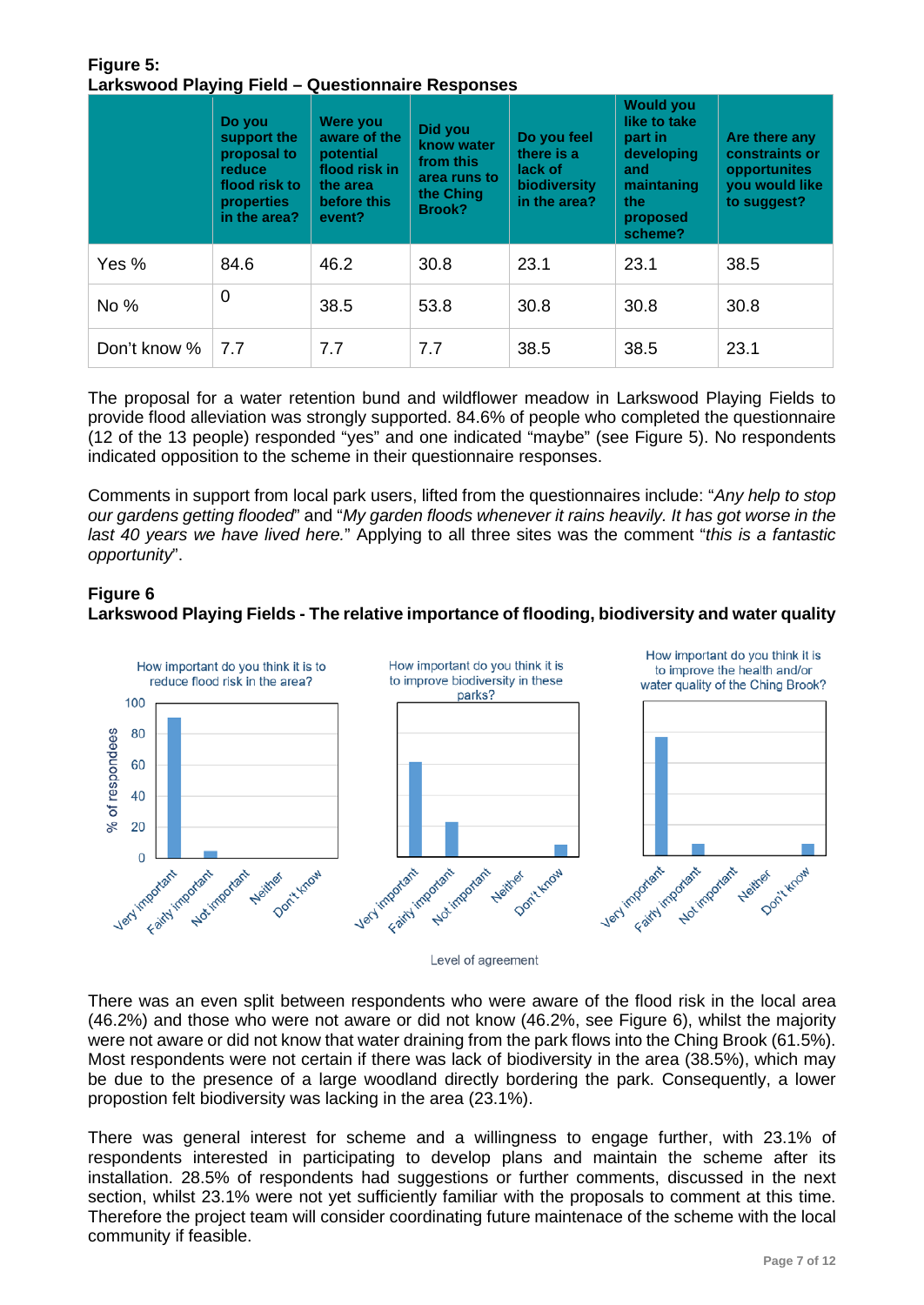**Figure 5:**
**Larkswood Playing Field – Questionnaire Responses**

| | Do you support the proposal to reduce flood risk to properties in the area? | Were you aware of the potential flood risk in the area before this event? | Did you know water from this area runs to the Ching Brook? | Do you feel there is a lack of biodiversity in the area? | Would you like to take part in developing and maintaining the proposed scheme? | Are there any constraints or opportunites you would like to suggest? |
|---|---|---|---|---|---|---|
| Yes % | 84.6 | 46.2 | 30.8 | 23.1 | 23.1 | 38.5 |
| No % | 0 | 38.5 | 53.8 | 30.8 | 30.8 | 30.8 |
| Don't know % | 7.7 | 7.7 | 7.7 | 38.5 | 38.5 | 23.1 |

The proposal for a water retention bund and wildflower meadow in Larkswood Playing Fields to provide flood alleviation was strongly supported. 84.6% of people who completed the questionnaire (12 of the 13 people) responded "yes" and one indicated "maybe" (see Figure 5). No respondents indicated opposition to the scheme in their questionnaire responses.

Comments in support from local park users, lifted from the questionnaires include: "*Any help to stop our gardens getting flooded*" and "*My garden floods whenever it rains heavily. It has got worse in the last 40 years we have lived here.*" Applying to all three sites was the comment "*this is a fantastic opportunity*".

**Figure 6**
**Larkswood Playing Fields - The relative importance of flooding, biodiversity and water quality**

There was an even split between respondents who were aware of the flood risk in the local area (46.2%) and those who were not aware or did not know (46.2%, see Figure 6), whilst the majority were not aware or did not know that water draining from the park flows into the Ching Brook (61.5%). Most respondents were not certain if there was lack of biodiversity in the area (38.5%), which may be due to the presence of a large woodland directly bordering the park. Consequently, a lower propostion felt biodiversity was lacking in the area (23.1%).

There was general interest for scheme and a willingness to engage further, with 23.1% of respondents interested in participating to develop plans and maintain the scheme after its installation. 28.5% of respondents had suggestions or further comments, discussed in the next section, whilst 23.1% were not yet sufficiently familiar with the proposals to comment at this time. Therefore the project team will consider coordinating future maintenace of the scheme with the local community if feasible.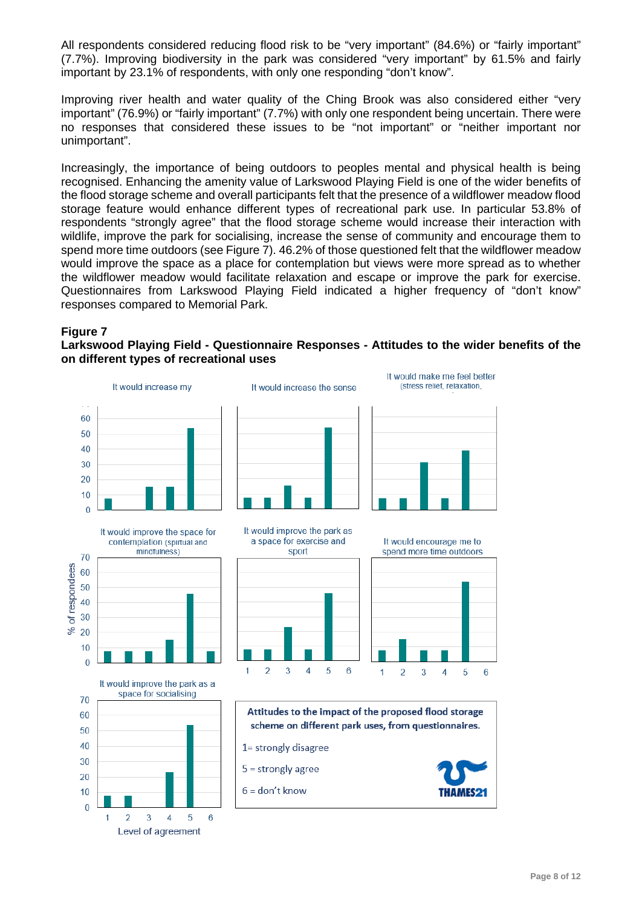All respondents considered reducing flood risk to be "very important" (84.6%) or "fairly important" (7.7%). Improving biodiversity in the park was considered "very important" by 61.5% and fairly important by 23.1% of respondents, with only one responding "don't know".

Improving river health and water quality of the Ching Brook was also considered either "very important" (76.9%) or "fairly important" (7.7%) with only one respondent being uncertain. There were no responses that considered these issues to be "not important" or "neither important nor unimportant".

Increasingly, the importance of being outdoors to peoples mental and physical health is being recognised. Enhancing the amenity value of Larkswood Playing Field is one of the wider benefits of the flood storage scheme and overall participants felt that the presence of a wildflower meadow flood storage feature would enhance different types of recreational park use. In particular 53.8% of respondents "strongly agree" that the flood storage scheme would increase their interaction with wildlife, improve the park for socialising, increase the sense of community and encourage them to spend more time outdoors (see Figure 7). 46.2% of those questioned felt that the wildflower meadow would improve the space as a place for contemplation but views were more spread as to whether the wildflower meadow would facilitate relaxation and escape or improve the park for exercise. Questionnaires from Larkswood Playing Field indicated a higher frequency of "don't know" responses compared to Memorial Park.

**Figure 7**

**Larkswood Playing Field - Questionnaire Responses - Attitudes to the wider benefits of the on different types of recreational uses**

It would increase my | It would increase the sense | It would make me feel better (stress relief, relaxation,

It would improve the space for contemplation (spiritual and mindfulness) | It would improve the park as a space for exercise and sport | It would encourage me to spend more time outdoors

It would improve the park as a space for socialising

% of respondees

Level of agreement

Attitudes to the impact of the proposed flood storage scheme on different park uses, from questionnaires.

1= strongly disagree

5 = strongly agree

6 = don't know

THAMES21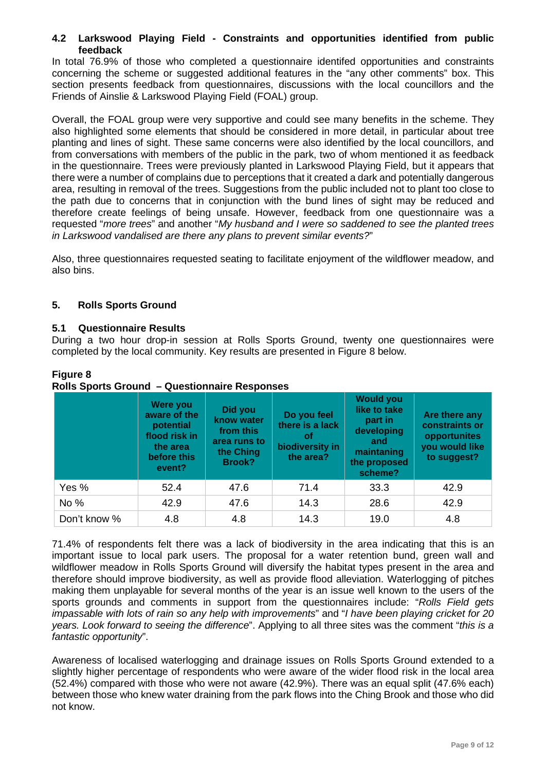### 4.2 Larkswood Playing Field - Constraints and opportunities identified from public feedback

In total 76.9% of those who completed a questionnaire identifed opportunities and constraints concerning the scheme or suggested additional features in the "any other comments" box. This section presents feedback from questionnaires, discussions with the local councillors and the Friends of Ainslie & Larkswood Playing Field (FOAL) group.

Overall, the FOAL group were very supportive and could see many benefits in the scheme. They also highlighted some elements that should be considered in more detail, in particular about tree planting and lines of sight. These same concerns were also identified by the local councillors, and from conversations with members of the public in the park, two of whom mentioned it as feedback in the questionnaire. Trees were previously planted in Larkswood Playing Field, but it appears that there were a number of complains due to perceptions that it created a dark and potentially dangerous area, resulting in removal of the trees. Suggestions from the public included not to plant too close to the path due to concerns that in conjunction with the bund lines of sight may be reduced and therefore create feelings of being unsafe. However, feedback from one questionnaire was a requested "*more trees*" and another "*My husband and I were so saddened to see the planted trees in Larkswood vandalised are there any plans to prevent similar events?*"

Also, three questionnaires requested seating to facilitate enjoyment of the wildflower meadow, and also bins.

## 5. Rolls Sports Ground

### 5.1 Questionnaire Results

During a two hour drop-in session at Rolls Sports Ground, twenty one questionnaires were completed by the local community. Key results are presented in Figure 8 below.

**Figure 8**
**Rolls Sports Ground – Questionnaire Responses**

| | Were you aware of the potential flood risk in the area before this event? | Did you know water from this area runs to the Ching Brook? | Do you feel there is a lack of biodiversity in the area? | Would you like to take part in developing and maintaning the proposed scheme? | Are there any constraints or opportunites you would like to suggest? |
|---|---|---|---|---|---|
| Yes % | 52.4 | 47.6 | 71.4 | 33.3 | 42.9 |
| No % | 42.9 | 47.6 | 14.3 | 28.6 | 42.9 |
| Don't know % | 4.8 | 4.8 | 14.3 | 19.0 | 4.8 |

71.4% of respondents felt there was a lack of biodiversity in the area indicating that this is an important issue to local park users. The proposal for a water retention bund, green wall and wildflower meadow in Rolls Sports Ground will diversify the habitat types present in the area and therefore should improve biodiversity, as well as provide flood alleviation. Waterlogging of pitches making them unplayable for several months of the year is an issue well known to the users of the sports grounds and comments in support from the questionnaires include: "*Rolls Field gets impassable with lots of rain so any help with improvements*" and "*I have been playing cricket for 20 years. Look forward to seeing the difference*". Applying to all three sites was the comment "*this is a fantastic opportunity*".

Awareness of localised waterlogging and drainage issues on Rolls Sports Ground extended to a slightly higher percentage of respondents who were aware of the wider flood risk in the local area (52.4%) compared with those who were not aware (42.9%). There was an equal split (47.6% each) between those who knew water draining from the park flows into the Ching Brook and those who did not know.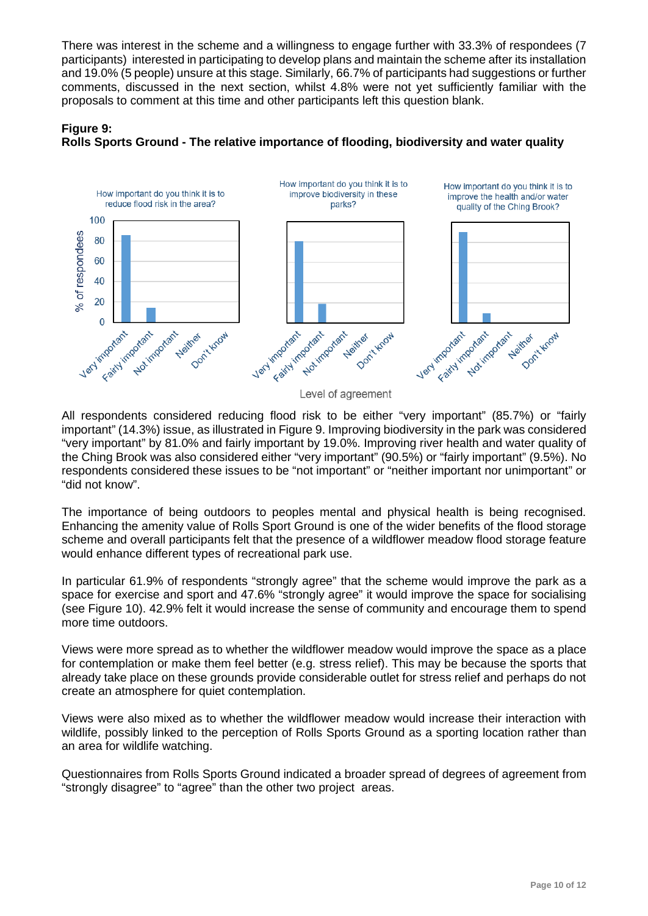There was interest in the scheme and a willingness to engage further with 33.3% of respondees (7 participants) interested in participating to develop plans and maintain the scheme after its installation and 19.0% (5 people) unsure at this stage. Similarly, 66.7% of participants had suggestions or further comments, discussed in the next section, whilst 4.8% were not yet sufficiently familiar with the proposals to comment at this time and other participants left this question blank.

**Figure 9:**
**Rolls Sports Ground - The relative importance of flooding, biodiversity and water quality**

All respondents considered reducing flood risk to be either "very important" (85.7%) or "fairly important" (14.3%) issue, as illustrated in Figure 9. Improving biodiversity in the park was considered "very important" by 81.0% and fairly important by 19.0%. Improving river health and water quality of the Ching Brook was also considered either "very important" (90.5%) or "fairly important" (9.5%). No respondents considered these issues to be "not important" or "neither important nor unimportant" or "did not know".

The importance of being outdoors to peoples mental and physical health is being recognised. Enhancing the amenity value of Rolls Sport Ground is one of the wider benefits of the flood storage scheme and overall participants felt that the presence of a wildflower meadow flood storage feature would enhance different types of recreational park use.

In particular 61.9% of respondents "strongly agree" that the scheme would improve the park as a space for exercise and sport and 47.6% "strongly agree" it would improve the space for socialising (see Figure 10). 42.9% felt it would increase the sense of community and encourage them to spend more time outdoors.

Views were more spread as to whether the wildflower meadow would improve the space as a place for contemplation or make them feel better (e.g. stress relief). This may be because the sports that already take place on these grounds provide considerable outlet for stress relief and perhaps do not create an atmosphere for quiet contemplation.

Views were also mixed as to whether the wildflower meadow would increase their interaction with wildlife, possibly linked to the perception of Rolls Sports Ground as a sporting location rather than an area for wildlife watching.

Questionnaires from Rolls Sports Ground indicated a broader spread of degrees of agreement from "strongly disagree" to "agree" than the other two project areas.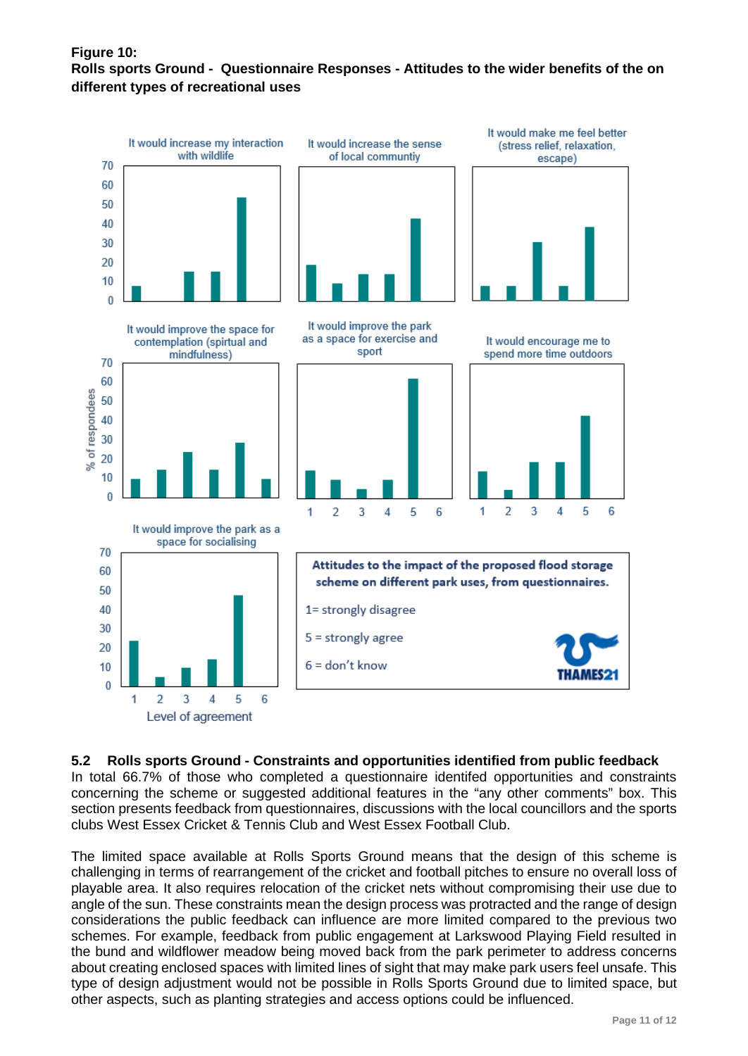**Figure 10:**
**Rolls sports Ground - Questionnaire Responses - Attitudes to the wider benefits of the on different types of recreational uses**

It would increase my interaction with wildlife

It would increase the sense of local communtiy

It would make me feel better (stress relief, relaxation, escape)

It would improve the space for contemplation (spirtual and mindfulness)

It would improve the park as a space for exercise and sport

It would encourage me to spend more time outdoors

It would improve the park as a space for socialising

% of respondees

Level of agreement

**Attitudes to the impact of the proposed flood storage scheme on different park uses, from questionnaires.**

1= strongly disagree

5 = strongly agree

6 = don't know

THAMES21

## 5.2 Rolls sports Ground - Constraints and opportunities identified from public feedback

In total 66.7% of those who completed a questionnaire identifed opportunities and constraints concerning the scheme or suggested additional features in the "any other comments" box. This section presents feedback from questionnaires, discussions with the local councillors and the sports clubs West Essex Cricket & Tennis Club and West Essex Football Club.

The limited space available at Rolls Sports Ground means that the design of this scheme is challenging in terms of rearrangement of the cricket and football pitches to ensure no overall loss of playable area. It also requires relocation of the cricket nets without compromising their use due to angle of the sun. These constraints mean the design process was protracted and the range of design considerations the public feedback can influence are more limited compared to the previous two schemes. For example, feedback from public engagement at Larkswood Playing Field resulted in the bund and wildflower meadow being moved back from the park perimeter to address concerns about creating enclosed spaces with limited lines of sight that may make park users feel unsafe. This type of design adjustment would not be possible in Rolls Sports Ground due to limited space, but other aspects, such as planting strategies and access options could be influenced.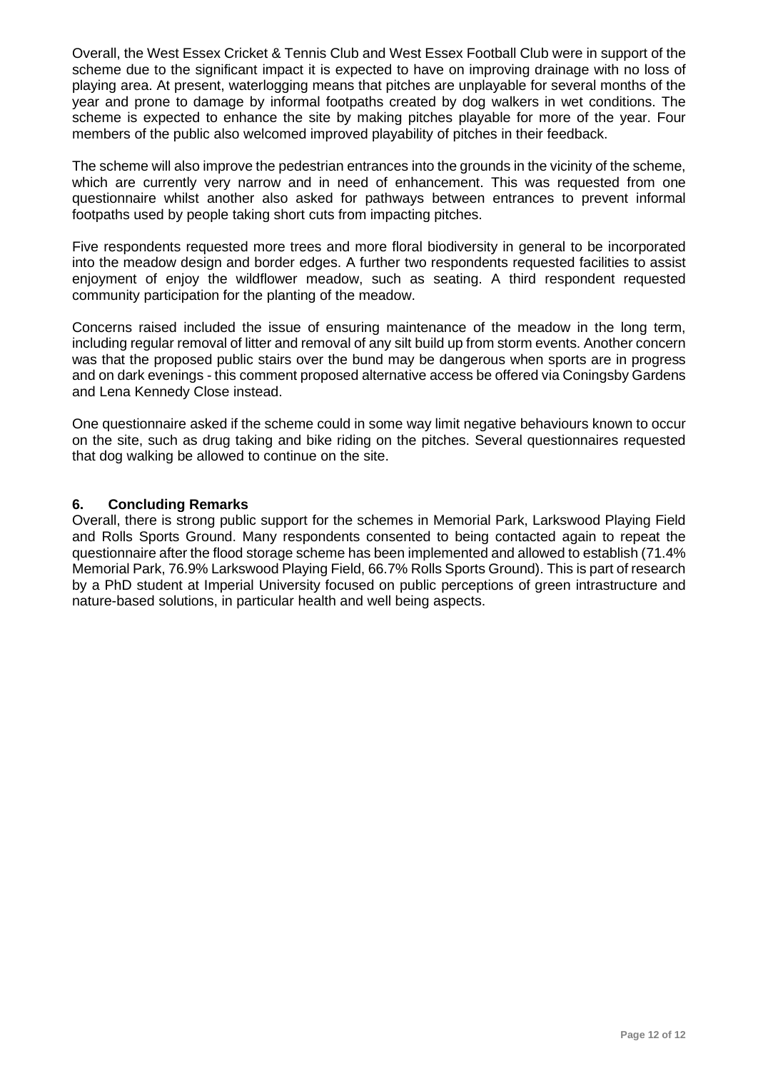Overall, the West Essex Cricket & Tennis Club and West Essex Football Club were in support of the scheme due to the significant impact it is expected to have on improving drainage with no loss of playing area. At present, waterlogging means that pitches are unplayable for several months of the year and prone to damage by informal footpaths created by dog walkers in wet conditions. The scheme is expected to enhance the site by making pitches playable for more of the year. Four members of the public also welcomed improved playability of pitches in their feedback.

The scheme will also improve the pedestrian entrances into the grounds in the vicinity of the scheme, which are currently very narrow and in need of enhancement. This was requested from one questionnaire whilst another also asked for pathways between entrances to prevent informal footpaths used by people taking short cuts from impacting pitches.

Five respondents requested more trees and more floral biodiversity in general to be incorporated into the meadow design and border edges. A further two respondents requested facilities to assist enjoyment of enjoy the wildflower meadow, such as seating. A third respondent requested community participation for the planting of the meadow.

Concerns raised included the issue of ensuring maintenance of the meadow in the long term, including regular removal of litter and removal of any silt build up from storm events. Another concern was that the proposed public stairs over the bund may be dangerous when sports are in progress and on dark evenings - this comment proposed alternative access be offered via Coningsby Gardens and Lena Kennedy Close instead.

One questionnaire asked if the scheme could in some way limit negative behaviours known to occur on the site, such as drug taking and bike riding on the pitches. Several questionnaires requested that dog walking be allowed to continue on the site.

## 6. Concluding Remarks

Overall, there is strong public support for the schemes in Memorial Park, Larkswood Playing Field and Rolls Sports Ground. Many respondents consented to being contacted again to repeat the questionnaire after the flood storage scheme has been implemented and allowed to establish (71.4% Memorial Park, 76.9% Larkswood Playing Field, 66.7% Rolls Sports Ground). This is part of research by a PhD student at Imperial University focused on public perceptions of green intrastructure and nature-based solutions, in particular health and well being aspects.